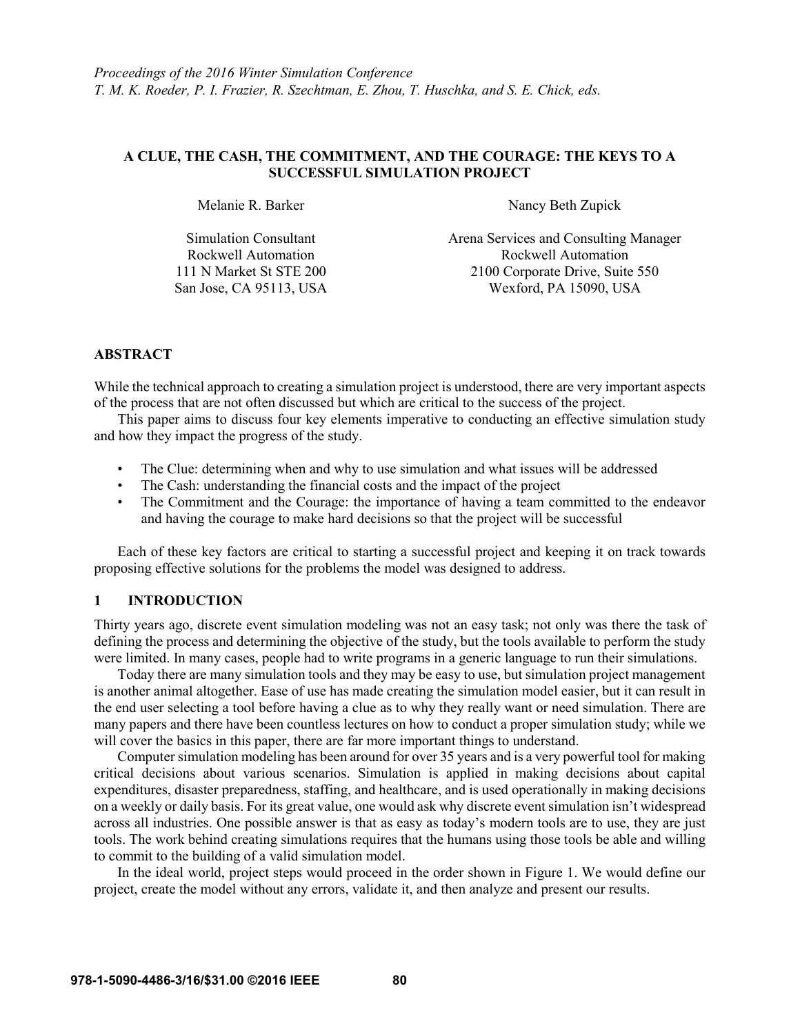*Proceedings of the 2016 Winter Simulation Conference*
*T. M. K. Roeder, P. I. Frazier, R. Szechtman, E. Zhou, T. Huschka, and S. E. Chick, eds.*

# A CLUE, THE CASH, THE COMMITMENT, AND THE COURAGE: THE KEYS TO A SUCCESSFUL SIMULATION PROJECT

Melanie R. Barker

Simulation Consultant
Rockwell Automation
111 N Market St STE 200
San Jose, CA 95113, USA

Nancy Beth Zupick

Arena Services and Consulting Manager
Rockwell Automation
2100 Corporate Drive, Suite 550
Wexford, PA 15090, USA

## ABSTRACT

While the technical approach to creating a simulation project is understood, there are very important aspects of the process that are not often discussed but which are critical to the success of the project.

This paper aims to discuss four key elements imperative to conducting an effective simulation study and how they impact the progress of the study.

- The Clue: determining when and why to use simulation and what issues will be addressed
- The Cash: understanding the financial costs and the impact of the project
- The Commitment and the Courage: the importance of having a team committed to the endeavor and having the courage to make hard decisions so that the project will be successful

Each of these key factors are critical to starting a successful project and keeping it on track towards proposing effective solutions for the problems the model was designed to address.

## 1 INTRODUCTION

Thirty years ago, discrete event simulation modeling was not an easy task; not only was there the task of defining the process and determining the objective of the study, but the tools available to perform the study were limited. In many cases, people had to write programs in a generic language to run their simulations.

Today there are many simulation tools and they may be easy to use, but simulation project management is another animal altogether. Ease of use has made creating the simulation model easier, but it can result in the end user selecting a tool before having a clue as to why they really want or need simulation. There are many papers and there have been countless lectures on how to conduct a proper simulation study; while we will cover the basics in this paper, there are far more important things to understand.

Computer simulation modeling has been around for over 35 years and is a very powerful tool for making critical decisions about various scenarios. Simulation is applied in making decisions about capital expenditures, disaster preparedness, staffing, and healthcare, and is used operationally in making decisions on a weekly or daily basis. For its great value, one would ask why discrete event simulation isn't widespread across all industries. One possible answer is that as easy as today's modern tools are to use, they are just tools. The work behind creating simulations requires that the humans using those tools be able and willing to commit to the building of a valid simulation model.

In the ideal world, project steps would proceed in the order shown in Figure 1. We would define our project, create the model without any errors, validate it, and then analyze and present our results.

**978-1-5090-4486-3/16/$31.00 ©2016 IEEE**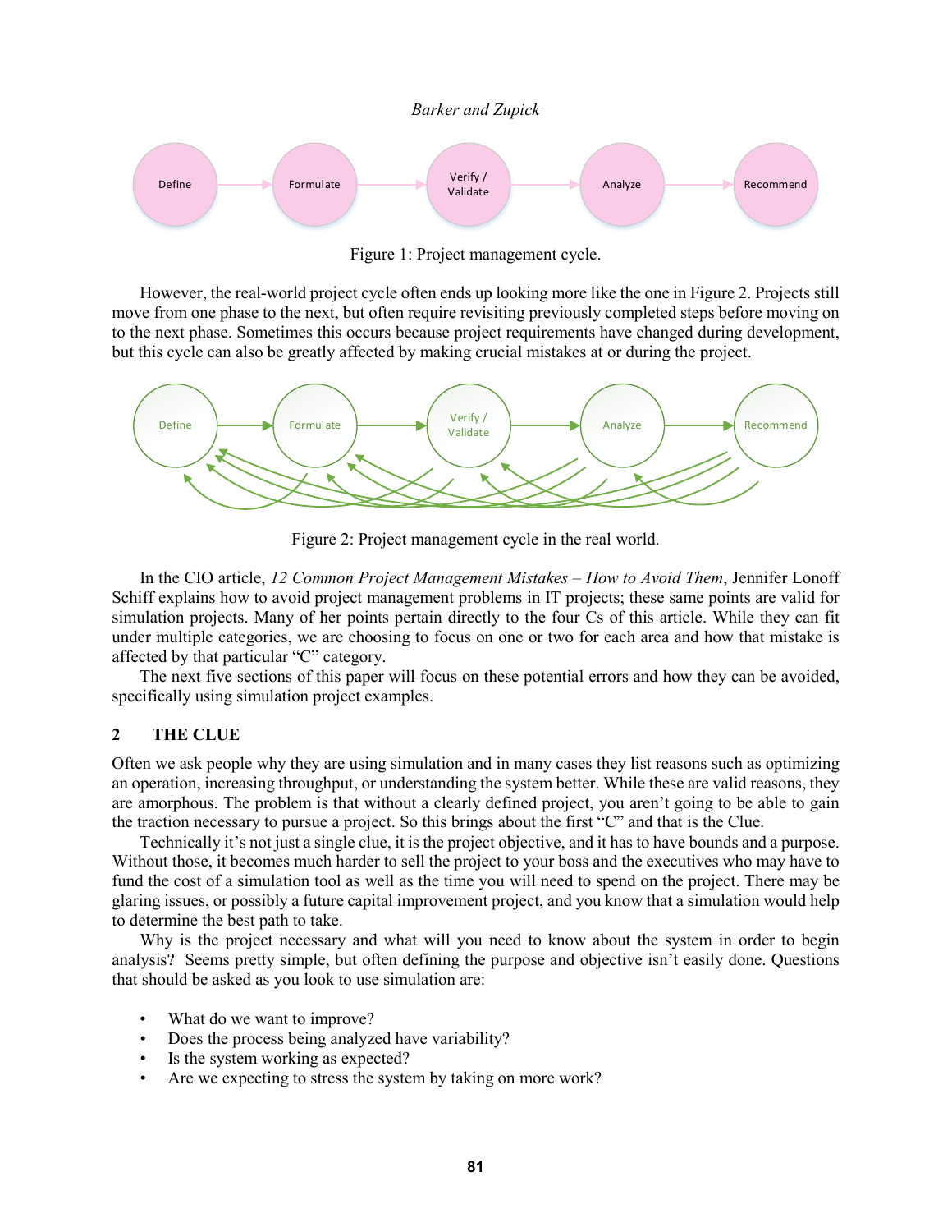Define → Formulate → Verify / Validate → Analyze → Recommend

Figure 1: Project management cycle.

However, the real-world project cycle often ends up looking more like the one in Figure 2. Projects still move from one phase to the next, but often require revisiting previously completed steps before moving on to the next phase. Sometimes this occurs because project requirements have changed during development, but this cycle can also be greatly affected by making crucial mistakes at or during the project.

Define → Formulate → Verify / Validate → Analyze → Recommend

Figure 2: Project management cycle in the real world.

In the CIO article, *12 Common Project Management Mistakes – How to Avoid Them*, Jennifer Lonoff Schiff explains how to avoid project management problems in IT projects; these same points are valid for simulation projects. Many of her points pertain directly to the four Cs of this article. While they can fit under multiple categories, we are choosing to focus on one or two for each area and how that mistake is affected by that particular "C" category.

The next five sections of this paper will focus on these potential errors and how they can be avoided, specifically using simulation project examples.

## 2 THE CLUE

Often we ask people why they are using simulation and in many cases they list reasons such as optimizing an operation, increasing throughput, or understanding the system better. While these are valid reasons, they are amorphous. The problem is that without a clearly defined project, you aren't going to be able to gain the traction necessary to pursue a project. So this brings about the first "C" and that is the Clue.

Technically it's not just a single clue, it is the project objective, and it has to have bounds and a purpose. Without those, it becomes much harder to sell the project to your boss and the executives who may have to fund the cost of a simulation tool as well as the time you will need to spend on the project. There may be glaring issues, or possibly a future capital improvement project, and you know that a simulation would help to determine the best path to take.

Why is the project necessary and what will you need to know about the system in order to begin analysis? Seems pretty simple, but often defining the purpose and objective isn't easily done. Questions that should be asked as you look to use simulation are:

- What do we want to improve?
- Does the process being analyzed have variability?
- Is the system working as expected?
- Are we expecting to stress the system by taking on more work?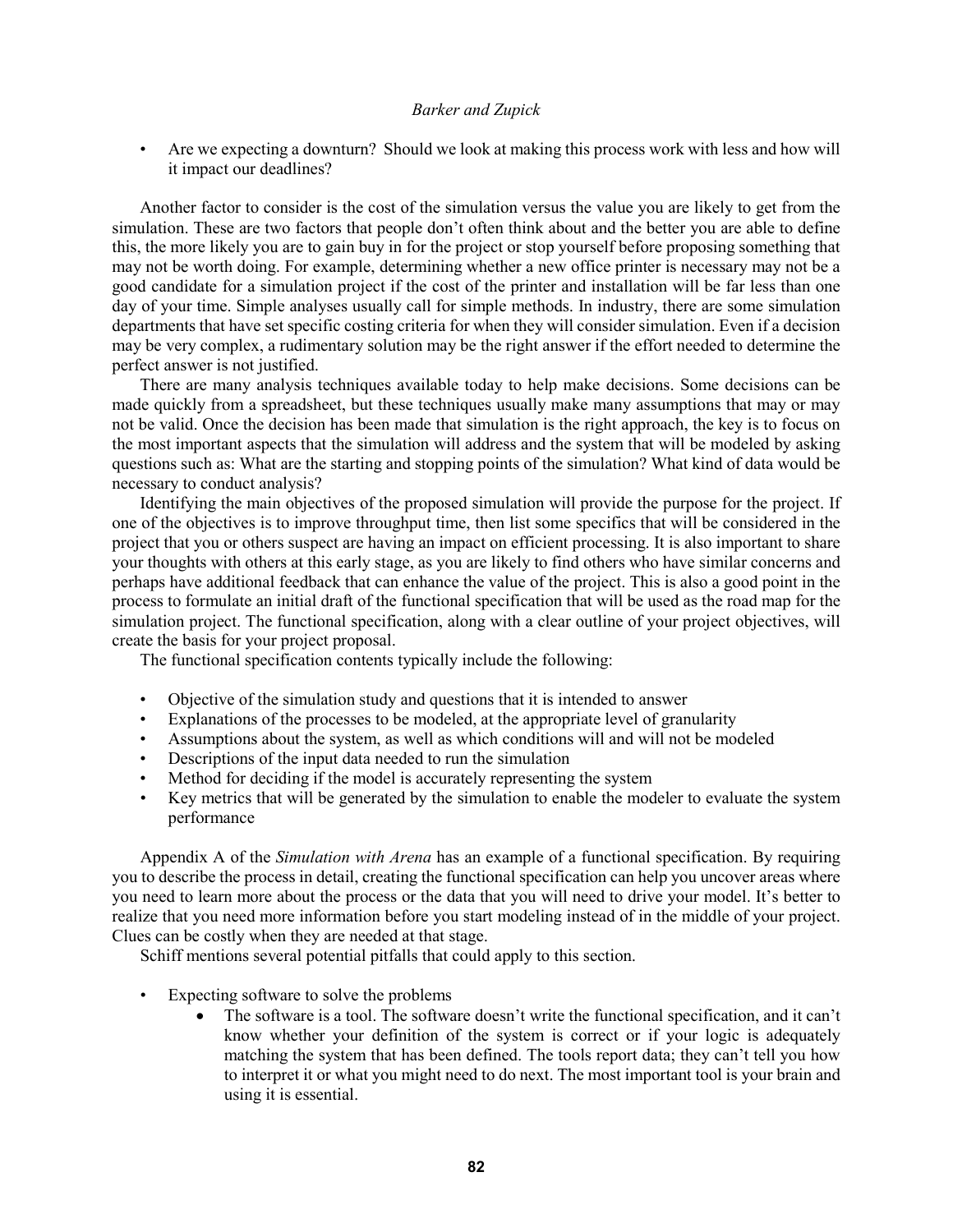- Are we expecting a downturn? Should we look at making this process work with less and how will it impact our deadlines?

Another factor to consider is the cost of the simulation versus the value you are likely to get from the simulation. These are two factors that people don't often think about and the better you are able to define this, the more likely you are to gain buy in for the project or stop yourself before proposing something that may not be worth doing. For example, determining whether a new office printer is necessary may not be a good candidate for a simulation project if the cost of the printer and installation will be far less than one day of your time. Simple analyses usually call for simple methods. In industry, there are some simulation departments that have set specific costing criteria for when they will consider simulation. Even if a decision may be very complex, a rudimentary solution may be the right answer if the effort needed to determine the perfect answer is not justified.

There are many analysis techniques available today to help make decisions. Some decisions can be made quickly from a spreadsheet, but these techniques usually make many assumptions that may or may not be valid. Once the decision has been made that simulation is the right approach, the key is to focus on the most important aspects that the simulation will address and the system that will be modeled by asking questions such as: What are the starting and stopping points of the simulation? What kind of data would be necessary to conduct analysis?

Identifying the main objectives of the proposed simulation will provide the purpose for the project. If one of the objectives is to improve throughput time, then list some specifics that will be considered in the project that you or others suspect are having an impact on efficient processing. It is also important to share your thoughts with others at this early stage, as you are likely to find others who have similar concerns and perhaps have additional feedback that can enhance the value of the project. This is also a good point in the process to formulate an initial draft of the functional specification that will be used as the road map for the simulation project. The functional specification, along with a clear outline of your project objectives, will create the basis for your project proposal.

The functional specification contents typically include the following:

- Objective of the simulation study and questions that it is intended to answer
- Explanations of the processes to be modeled, at the appropriate level of granularity
- Assumptions about the system, as well as which conditions will and will not be modeled
- Descriptions of the input data needed to run the simulation
- Method for deciding if the model is accurately representing the system
- Key metrics that will be generated by the simulation to enable the modeler to evaluate the system performance

Appendix A of the *Simulation with Arena* has an example of a functional specification. By requiring you to describe the process in detail, creating the functional specification can help you uncover areas where you need to learn more about the process or the data that you will need to drive your model. It's better to realize that you need more information before you start modeling instead of in the middle of your project. Clues can be costly when they are needed at that stage.

Schiff mentions several potential pitfalls that could apply to this section.

- Expecting software to solve the problems
  - The software is a tool. The software doesn't write the functional specification, and it can't know whether your definition of the system is correct or if your logic is adequately matching the system that has been defined. The tools report data; they can't tell you how to interpret it or what you might need to do next. The most important tool is your brain and using it is essential.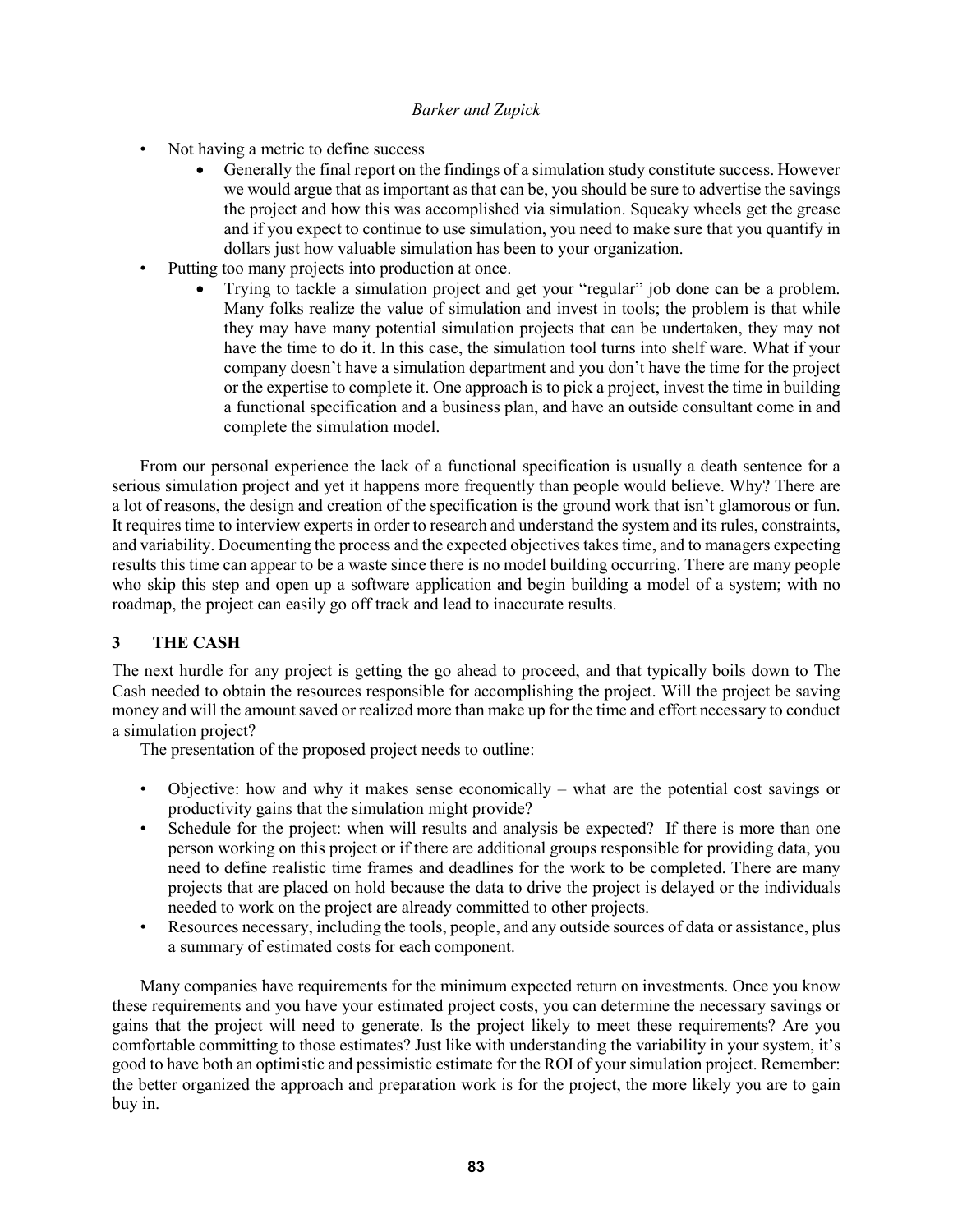- Not having a metric to define success
    - Generally the final report on the findings of a simulation study constitute success. However we would argue that as important as that can be, you should be sure to advertise the savings the project and how this was accomplished via simulation. Squeaky wheels get the grease and if you expect to continue to use simulation, you need to make sure that you quantify in dollars just how valuable simulation has been to your organization.
- Putting too many projects into production at once.
    - Trying to tackle a simulation project and get your "regular" job done can be a problem. Many folks realize the value of simulation and invest in tools; the problem is that while they may have many potential simulation projects that can be undertaken, they may not have the time to do it. In this case, the simulation tool turns into shelf ware. What if your company doesn't have a simulation department and you don't have the time for the project or the expertise to complete it. One approach is to pick a project, invest the time in building a functional specification and a business plan, and have an outside consultant come in and complete the simulation model.

From our personal experience the lack of a functional specification is usually a death sentence for a serious simulation project and yet it happens more frequently than people would believe. Why? There are a lot of reasons, the design and creation of the specification is the ground work that isn't glamorous or fun. It requires time to interview experts in order to research and understand the system and its rules, constraints, and variability. Documenting the process and the expected objectives takes time, and to managers expecting results this time can appear to be a waste since there is no model building occurring. There are many people who skip this step and open up a software application and begin building a model of a system; with no roadmap, the project can easily go off track and lead to inaccurate results.

## 3 THE CASH

The next hurdle for any project is getting the go ahead to proceed, and that typically boils down to The Cash needed to obtain the resources responsible for accomplishing the project. Will the project be saving money and will the amount saved or realized more than make up for the time and effort necessary to conduct a simulation project?

The presentation of the proposed project needs to outline:

- Objective: how and why it makes sense economically – what are the potential cost savings or productivity gains that the simulation might provide?
- Schedule for the project: when will results and analysis be expected? If there is more than one person working on this project or if there are additional groups responsible for providing data, you need to define realistic time frames and deadlines for the work to be completed. There are many projects that are placed on hold because the data to drive the project is delayed or the individuals needed to work on the project are already committed to other projects.
- Resources necessary, including the tools, people, and any outside sources of data or assistance, plus a summary of estimated costs for each component.

Many companies have requirements for the minimum expected return on investments. Once you know these requirements and you have your estimated project costs, you can determine the necessary savings or gains that the project will need to generate. Is the project likely to meet these requirements? Are you comfortable committing to those estimates? Just like with understanding the variability in your system, it's good to have both an optimistic and pessimistic estimate for the ROI of your simulation project. Remember: the better organized the approach and preparation work is for the project, the more likely you are to gain buy in.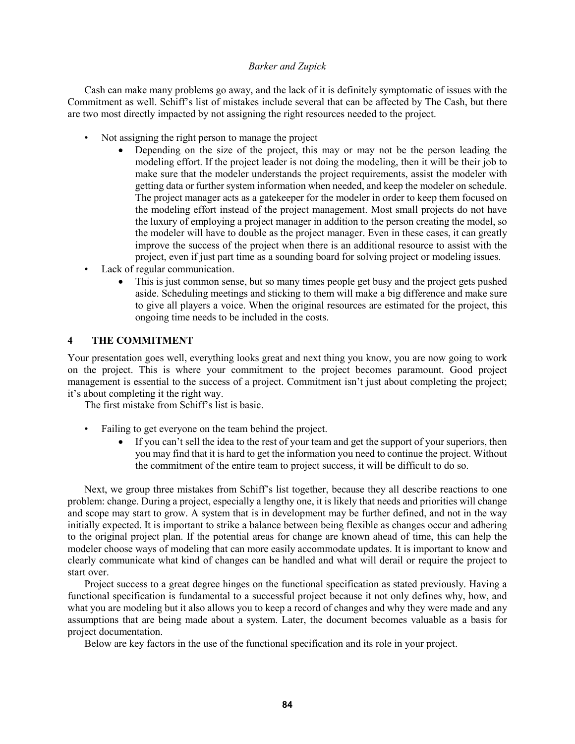Cash can make many problems go away, and the lack of it is definitely symptomatic of issues with the Commitment as well. Schiff's list of mistakes include several that can be affected by The Cash, but there are two most directly impacted by not assigning the right resources needed to the project.

- Not assigning the right person to manage the project
    - Depending on the size of the project, this may or may not be the person leading the modeling effort. If the project leader is not doing the modeling, then it will be their job to make sure that the modeler understands the project requirements, assist the modeler with getting data or further system information when needed, and keep the modeler on schedule. The project manager acts as a gatekeeper for the modeler in order to keep them focused on the modeling effort instead of the project management. Most small projects do not have the luxury of employing a project manager in addition to the person creating the model, so the modeler will have to double as the project manager. Even in these cases, it can greatly improve the success of the project when there is an additional resource to assist with the project, even if just part time as a sounding board for solving project or modeling issues.
- Lack of regular communication.
    - This is just common sense, but so many times people get busy and the project gets pushed aside. Scheduling meetings and sticking to them will make a big difference and make sure to give all players a voice. When the original resources are estimated for the project, this ongoing time needs to be included in the costs.

## 4 THE COMMITMENT

Your presentation goes well, everything looks great and next thing you know, you are now going to work on the project. This is where your commitment to the project becomes paramount. Good project management is essential to the success of a project. Commitment isn't just about completing the project; it's about completing it the right way.

The first mistake from Schiff's list is basic.

- Failing to get everyone on the team behind the project.
    - If you can't sell the idea to the rest of your team and get the support of your superiors, then you may find that it is hard to get the information you need to continue the project. Without the commitment of the entire team to project success, it will be difficult to do so.

Next, we group three mistakes from Schiff's list together, because they all describe reactions to one problem: change. During a project, especially a lengthy one, it is likely that needs and priorities will change and scope may start to grow. A system that is in development may be further defined, and not in the way initially expected. It is important to strike a balance between being flexible as changes occur and adhering to the original project plan. If the potential areas for change are known ahead of time, this can help the modeler choose ways of modeling that can more easily accommodate updates. It is important to know and clearly communicate what kind of changes can be handled and what will derail or require the project to start over.

Project success to a great degree hinges on the functional specification as stated previously. Having a functional specification is fundamental to a successful project because it not only defines why, how, and what you are modeling but it also allows you to keep a record of changes and why they were made and any assumptions that are being made about a system. Later, the document becomes valuable as a basis for project documentation.

Below are key factors in the use of the functional specification and its role in your project.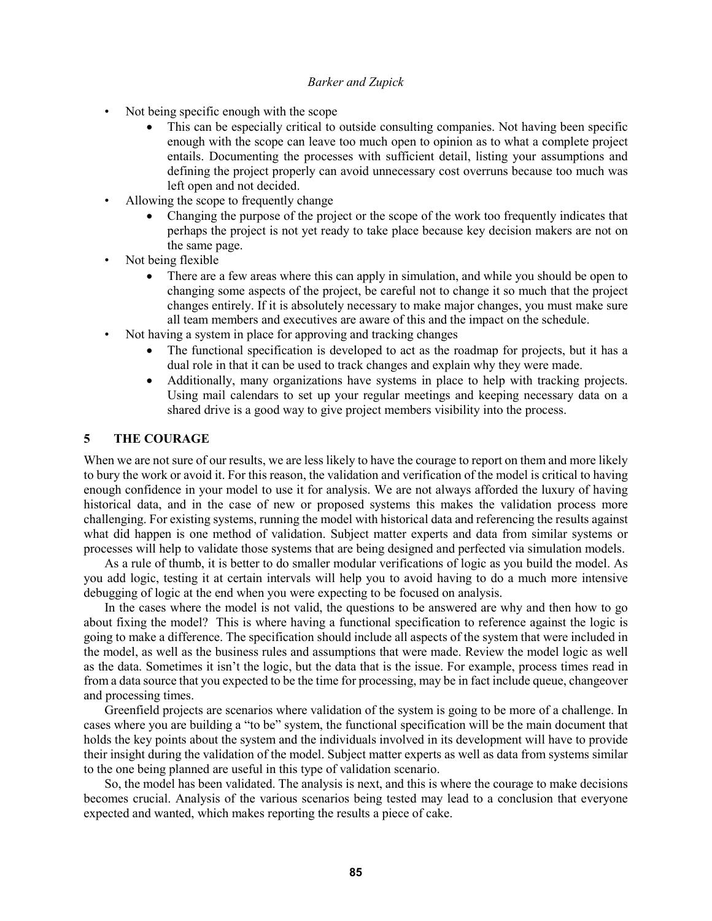- Not being specific enough with the scope
    - This can be especially critical to outside consulting companies. Not having been specific enough with the scope can leave too much open to opinion as to what a complete project entails. Documenting the processes with sufficient detail, listing your assumptions and defining the project properly can avoid unnecessary cost overruns because too much was left open and not decided.
- Allowing the scope to frequently change
    - Changing the purpose of the project or the scope of the work too frequently indicates that perhaps the project is not yet ready to take place because key decision makers are not on the same page.
- Not being flexible
    - There are a few areas where this can apply in simulation, and while you should be open to changing some aspects of the project, be careful not to change it so much that the project changes entirely. If it is absolutely necessary to make major changes, you must make sure all team members and executives are aware of this and the impact on the schedule.
- Not having a system in place for approving and tracking changes
    - The functional specification is developed to act as the roadmap for projects, but it has a dual role in that it can be used to track changes and explain why they were made.
    - Additionally, many organizations have systems in place to help with tracking projects. Using mail calendars to set up your regular meetings and keeping necessary data on a shared drive is a good way to give project members visibility into the process.

## 5 THE COURAGE

When we are not sure of our results, we are less likely to have the courage to report on them and more likely to bury the work or avoid it. For this reason, the validation and verification of the model is critical to having enough confidence in your model to use it for analysis. We are not always afforded the luxury of having historical data, and in the case of new or proposed systems this makes the validation process more challenging. For existing systems, running the model with historical data and referencing the results against what did happen is one method of validation. Subject matter experts and data from similar systems or processes will help to validate those systems that are being designed and perfected via simulation models.

As a rule of thumb, it is better to do smaller modular verifications of logic as you build the model. As you add logic, testing it at certain intervals will help you to avoid having to do a much more intensive debugging of logic at the end when you were expecting to be focused on analysis.

In the cases where the model is not valid, the questions to be answered are why and then how to go about fixing the model? This is where having a functional specification to reference against the logic is going to make a difference. The specification should include all aspects of the system that were included in the model, as well as the business rules and assumptions that were made. Review the model logic as well as the data. Sometimes it isn't the logic, but the data that is the issue. For example, process times read in from a data source that you expected to be the time for processing, may be in fact include queue, changeover and processing times.

Greenfield projects are scenarios where validation of the system is going to be more of a challenge. In cases where you are building a "to be" system, the functional specification will be the main document that holds the key points about the system and the individuals involved in its development will have to provide their insight during the validation of the model. Subject matter experts as well as data from systems similar to the one being planned are useful in this type of validation scenario.

So, the model has been validated. The analysis is next, and this is where the courage to make decisions becomes crucial. Analysis of the various scenarios being tested may lead to a conclusion that everyone expected and wanted, which makes reporting the results a piece of cake.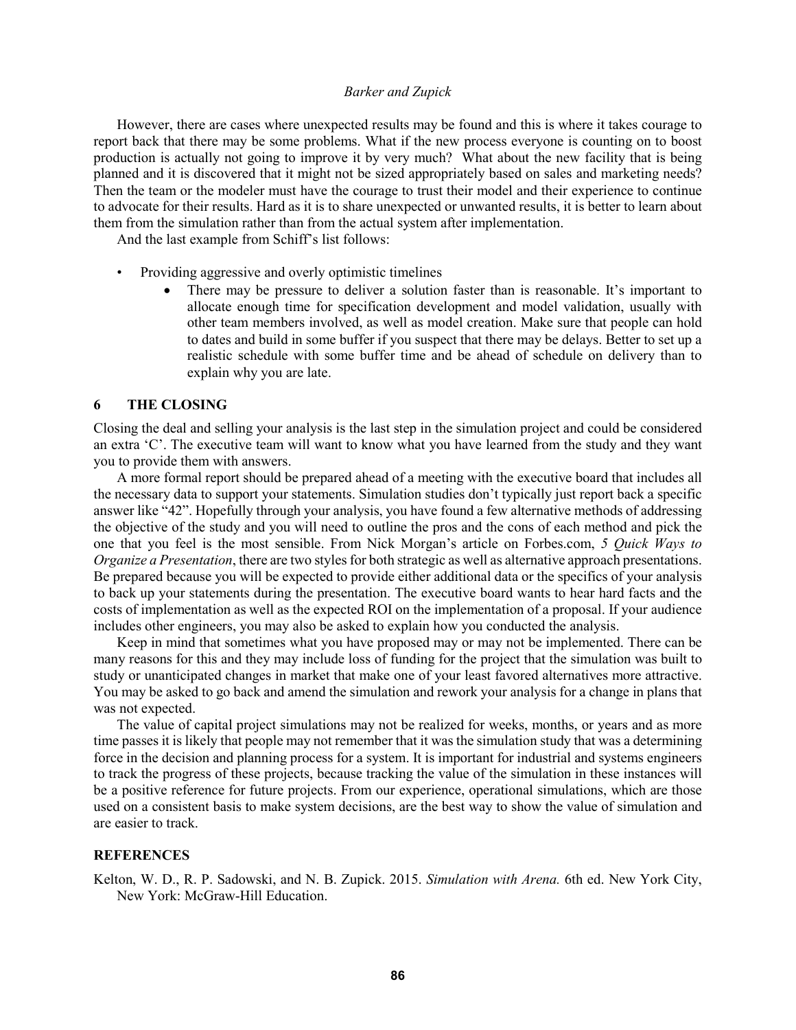However, there are cases where unexpected results may be found and this is where it takes courage to report back that there may be some problems. What if the new process everyone is counting on to boost production is actually not going to improve it by very much? What about the new facility that is being planned and it is discovered that it might not be sized appropriately based on sales and marketing needs? Then the team or the modeler must have the courage to trust their model and their experience to continue to advocate for their results. Hard as it is to share unexpected or unwanted results, it is better to learn about them from the simulation rather than from the actual system after implementation.

And the last example from Schiff's list follows:

- Providing aggressive and overly optimistic timelines
  - There may be pressure to deliver a solution faster than is reasonable. It's important to allocate enough time for specification development and model validation, usually with other team members involved, as well as model creation. Make sure that people can hold to dates and build in some buffer if you suspect that there may be delays. Better to set up a realistic schedule with some buffer time and be ahead of schedule on delivery than to explain why you are late.

## 6 THE CLOSING

Closing the deal and selling your analysis is the last step in the simulation project and could be considered an extra 'C'. The executive team will want to know what you have learned from the study and they want you to provide them with answers.

A more formal report should be prepared ahead of a meeting with the executive board that includes all the necessary data to support your statements. Simulation studies don't typically just report back a specific answer like "42". Hopefully through your analysis, you have found a few alternative methods of addressing the objective of the study and you will need to outline the pros and the cons of each method and pick the one that you feel is the most sensible. From Nick Morgan's article on Forbes.com, *5 Quick Ways to Organize a Presentation*, there are two styles for both strategic as well as alternative approach presentations. Be prepared because you will be expected to provide either additional data or the specifics of your analysis to back up your statements during the presentation. The executive board wants to hear hard facts and the costs of implementation as well as the expected ROI on the implementation of a proposal. If your audience includes other engineers, you may also be asked to explain how you conducted the analysis.

Keep in mind that sometimes what you have proposed may or may not be implemented. There can be many reasons for this and they may include loss of funding for the project that the simulation was built to study or unanticipated changes in market that make one of your least favored alternatives more attractive. You may be asked to go back and amend the simulation and rework your analysis for a change in plans that was not expected.

The value of capital project simulations may not be realized for weeks, months, or years and as more time passes it is likely that people may not remember that it was the simulation study that was a determining force in the decision and planning process for a system. It is important for industrial and systems engineers to track the progress of these projects, because tracking the value of the simulation in these instances will be a positive reference for future projects. From our experience, operational simulations, which are those used on a consistent basis to make system decisions, are the best way to show the value of simulation and are easier to track.

## REFERENCES

Kelton, W. D., R. P. Sadowski, and N. B. Zupick. 2015. *Simulation with Arena.* 6th ed. New York City, New York: McGraw-Hill Education.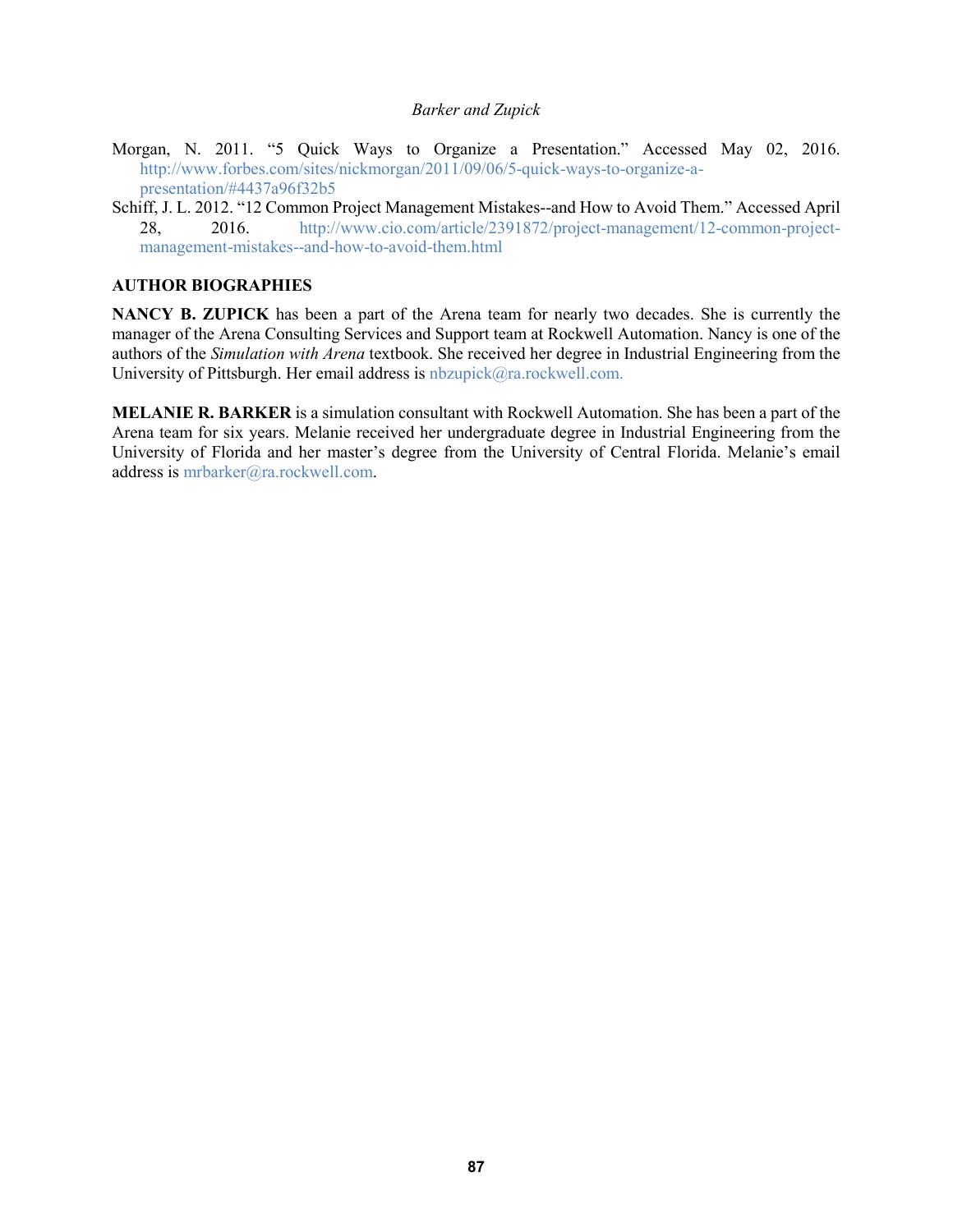Morgan, N. 2011. "5 Quick Ways to Organize a Presentation." Accessed May 02, 2016. http://www.forbes.com/sites/nickmorgan/2011/09/06/5-quick-ways-to-organize-a-presentation/#4437a96f32b5

Schiff, J. L. 2012. "12 Common Project Management Mistakes--and How to Avoid Them." Accessed April 28, 2016. http://www.cio.com/article/2391872/project-management/12-common-project-management-mistakes--and-how-to-avoid-them.html

## AUTHOR BIOGRAPHIES

**NANCY B. ZUPICK** has been a part of the Arena team for nearly two decades. She is currently the manager of the Arena Consulting Services and Support team at Rockwell Automation. Nancy is one of the authors of the *Simulation with Arena* textbook. She received her degree in Industrial Engineering from the University of Pittsburgh. Her email address is nbzupick@ra.rockwell.com.

**MELANIE R. BARKER** is a simulation consultant with Rockwell Automation. She has been a part of the Arena team for six years. Melanie received her undergraduate degree in Industrial Engineering from the University of Florida and her master's degree from the University of Central Florida. Melanie's email address is mrbarker@ra.rockwell.com.